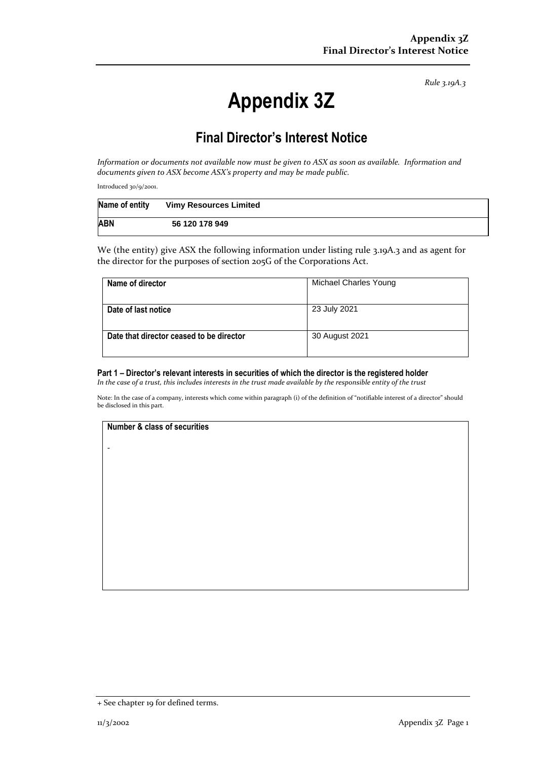*Rule 3.19A.3*

# Appendix 3Z

## Final Director's Interest Notice

*Information or documents not available now must be given to ASX as soon as available. Information and documents given to ASX become ASX's property and may be made public.*

Introduced 30/9/2001.

| Name of entity | Vimy Resources Limited |
|---|---|
| ABN | 56 120 178 949 |

We (the entity) give ASX the following information under listing rule 3.19A.3 and as agent for the director for the purposes of section 205G of the Corporations Act.

| | |
|---|---|
| **Name of director** | Michael Charles Young |
| **Date of last notice** | 23 July 2021 |
| **Date that director ceased to be director** | 30 August 2021 |

**Part 1 – Director's relevant interests in securities of which the director is the registered holder**
*In the case of a trust, this includes interests in the trust made available by the responsible entity of the trust*

Note: In the case of a company, interests which come within paragraph (i) of the definition of "notifiable interest of a director" should be disclosed in this part.

| Number & class of securities |
|---|
| - |

+ See chapter 19 for defined terms.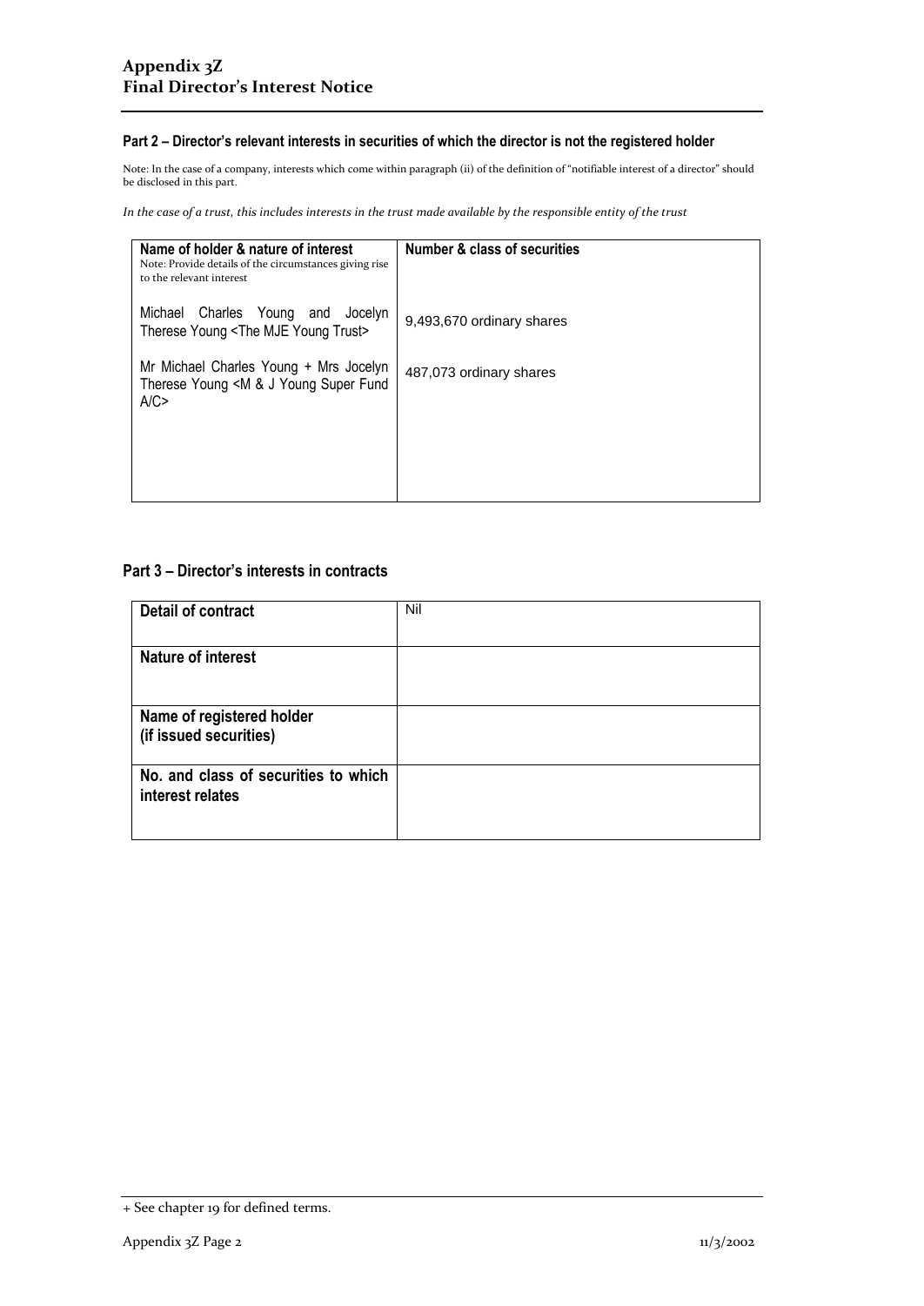# Appendix 3Z
# Final Director's Interest Notice

## Part 2 – Director's relevant interests in securities of which the director is not the registered holder

Note: In the case of a company, interests which come within paragraph (ii) of the definition of "notifiable interest of a director" should be disclosed in this part.

*In the case of a trust, this includes interests in the trust made available by the responsible entity of the trust*

| Name of holder & nature of interest<br>Note: Provide details of the circumstances giving rise to the relevant interest | Number & class of securities |
|---|---|
| Michael Charles Young and Jocelyn Therese Young <The MJE Young Trust> | 9,493,670 ordinary shares |
| Mr Michael Charles Young + Mrs Jocelyn Therese Young <M & J Young Super Fund A/C> | 487,073 ordinary shares |

## Part 3 – Director's interests in contracts

| | |
|---|---|
| **Detail of contract** | Nil |
| **Nature of interest** | |
| **Name of registered holder (if issued securities)** | |
| **No. and class of securities to which interest relates** | |

+ See chapter 19 for defined terms.